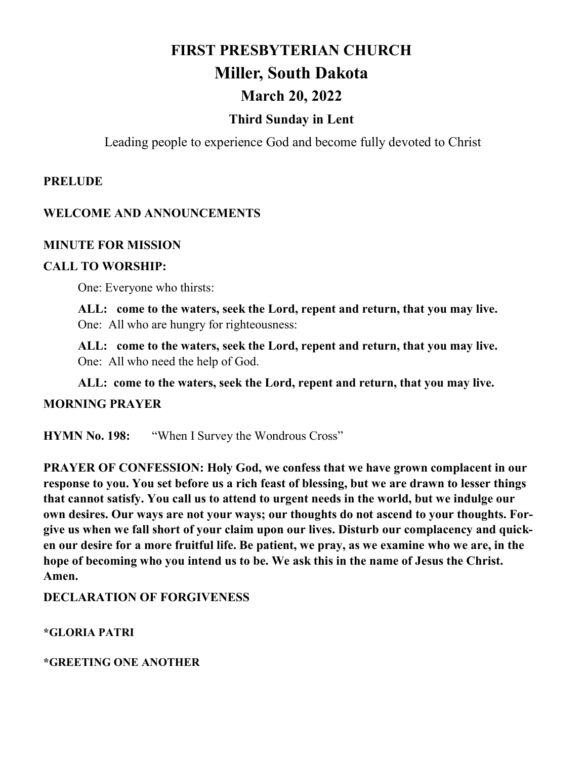# FIRST PRESBYTERIAN CHURCH

# Miller, South Dakota

## March 20, 2022

### Third Sunday in Lent

Leading people to experience God and become fully devoted to Christ

**PRELUDE**

**WELCOME AND ANNOUNCEMENTS**

**MINUTE FOR MISSION**

**CALL TO WORSHIP:**

One: Everyone who thirsts:

**ALL: come to the waters, seek the Lord, repent and return, that you may live.**

One: All who are hungry for righteousness:

**ALL: come to the waters, seek the Lord, repent and return, that you may live.**

One: All who need the help of God.

**ALL: come to the waters, seek the Lord, repent and return, that you may live.**

**MORNING PRAYER**

**HYMN No. 198:** "When I Survey the Wondrous Cross"

**PRAYER OF CONFESSION: Holy God, we confess that we have grown complacent in our response to you. You set before us a rich feast of blessing, but we are drawn to lesser things that cannot satisfy. You call us to attend to urgent needs in the world, but we indulge our own desires. Our ways are not your ways; our thoughts do not ascend to your thoughts. Forgive us when we fall short of your claim upon our lives. Disturb our complacency and quicken our desire for a more fruitful life. Be patient, we pray, as we examine who we are, in the hope of becoming who you intend us to be. We ask this in the name of Jesus the Christ. Amen.**

**DECLARATION OF FORGIVENESS**

**\*GLORIA PATRI**

**\*GREETING ONE ANOTHER**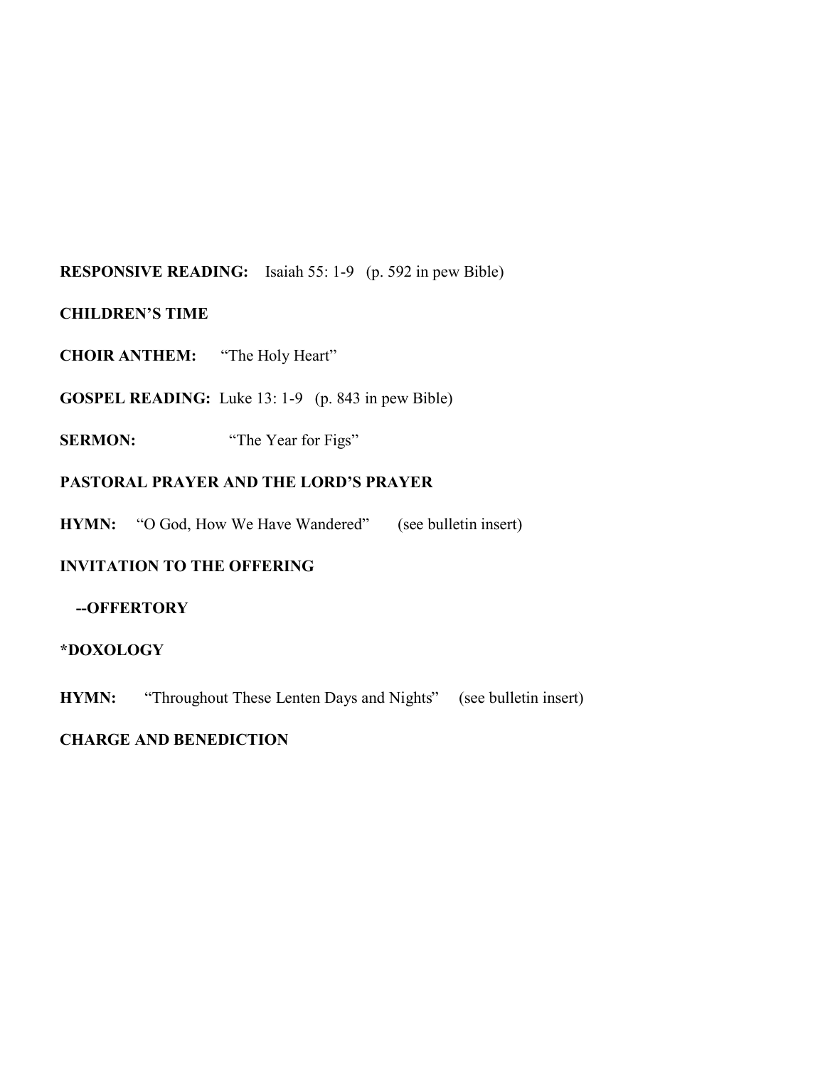**RESPONSIVE READING:** Isaiah 55: 1-9 (p. 592 in pew Bible)

**CHILDREN'S TIME**

**CHOIR ANTHEM:** "The Holy Heart"

**GOSPEL READING:** Luke 13: 1-9 (p. 843 in pew Bible)

**SERMON:** "The Year for Figs"

**PASTORAL PRAYER AND THE LORD'S PRAYER**

**HYMN:** "O God, How We Have Wandered" (see bulletin insert)

**INVITATION TO THE OFFERING**

**--OFFERTORY**

***DOXOLOGY**

**HYMN:** "Throughout These Lenten Days and Nights" (see bulletin insert)

**CHARGE AND BENEDICTION**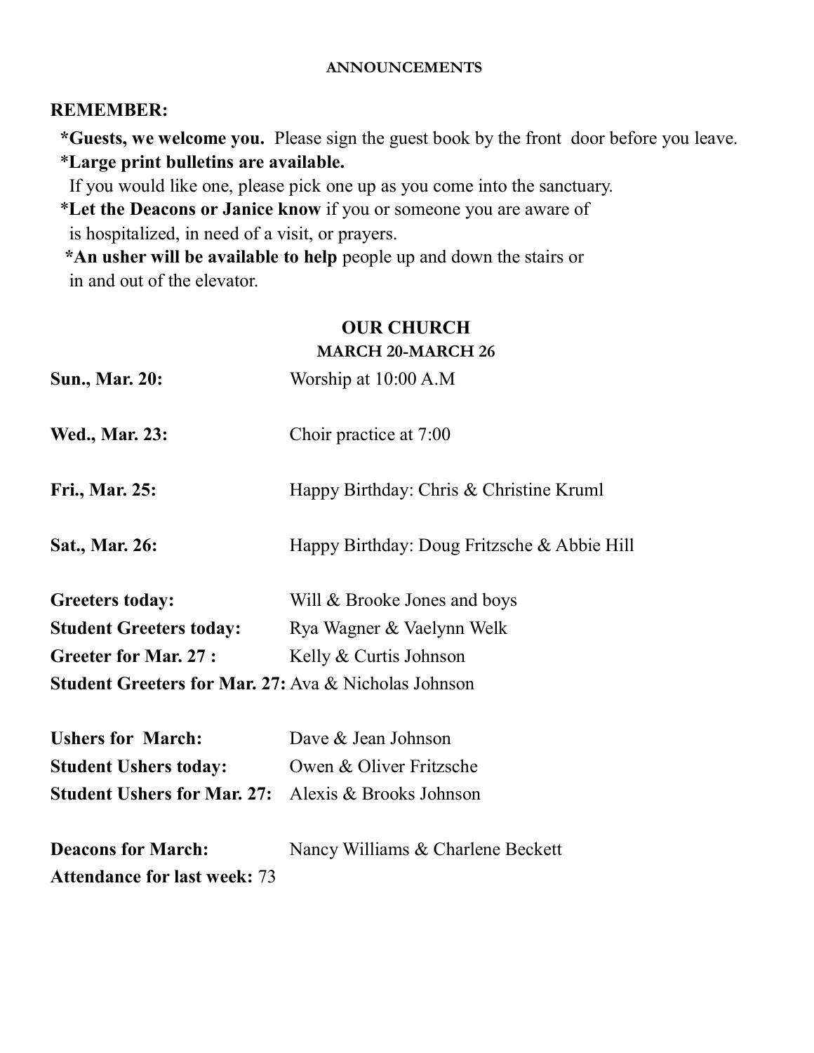## ANNOUNCEMENTS

**REMEMBER:**

***Guests, we welcome you.** Please sign the guest book by the front door before you leave.

***Large print bulletins are available.**
If you would like one, please pick one up as you come into the sanctuary.

***Let the Deacons or Janice know** if you or someone you are aware of is hospitalized, in need of a visit, or prayers.

***An usher will be available to help** people up and down the stairs or in and out of the elevator.

## OUR CHURCH

### MARCH 20-MARCH 26

**Sun., Mar. 20:** Worship at 10:00 A.M

**Wed., Mar. 23:** Choir practice at 7:00

**Fri., Mar. 25:** Happy Birthday: Chris & Christine Kruml

**Sat., Mar. 26:** Happy Birthday: Doug Fritzsche & Abbie Hill

**Greeters today:** Will & Brooke Jones and boys
**Student Greeters today:** Rya Wagner & Vaelynn Welk
**Greeter for Mar. 27 :** Kelly & Curtis Johnson
**Student Greeters for Mar. 27:** Ava & Nicholas Johnson

**Ushers for March:** Dave & Jean Johnson
**Student Ushers today:** Owen & Oliver Fritzsche
**Student Ushers for Mar. 27:** Alexis & Brooks Johnson

**Deacons for March:** Nancy Williams & Charlene Beckett
**Attendance for last week:** 73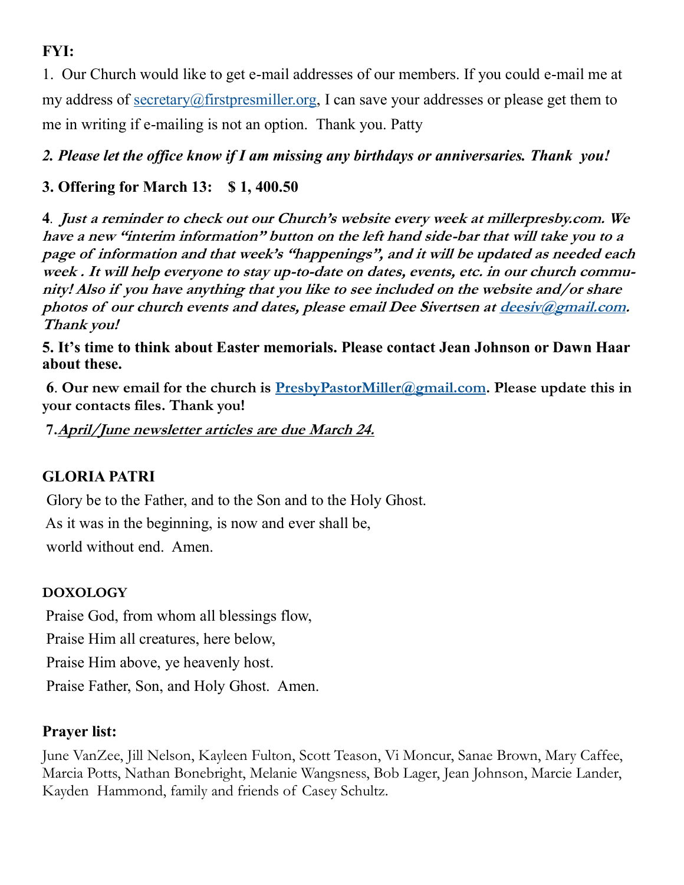**FYI:**

1. Our Church would like to get e-mail addresses of our members. If you could e-mail me at my address of secretary@firstpresmiller.org, I can save your addresses or please get them to me in writing if e-mailing is not an option. Thank you. Patty

***2. Please let the office know if I am missing any birthdays or anniversaries. Thank you!***

**3. Offering for March 13: $ 1, 400.50**

**4**. ***Just a reminder to check out our Church's website every week at millerpresby.com. We have a new "interim information" button on the left hand side-bar that will take you to a page of information and that week's "happenings", and it will be updated as needed each week . It will help everyone to stay up-to-date on dates, events, etc. in our church community! Also if you have anything that you like to see included on the website and/or share photos of our church events and dates, please email Dee Sivertsen at deesiv@gmail.com. Thank you!***

**5. It's time to think about Easter memorials. Please contact Jean Johnson or Dawn Haar about these.**

**6. Our new email for the church is PresbyPastorMiller@gmail.com. Please update this in your contacts files. Thank you!**

**7.*April/June newsletter articles are due March 24.***

**GLORIA PATRI**

Glory be to the Father, and to the Son and to the Holy Ghost.
As it was in the beginning, is now and ever shall be,
world without end. Amen.

**DOXOLOGY**

Praise God, from whom all blessings flow,
Praise Him all creatures, here below,
Praise Him above, ye heavenly host.
Praise Father, Son, and Holy Ghost. Amen.

**Prayer list:**

June VanZee, Jill Nelson, Kayleen Fulton, Scott Teason, Vi Moncur, Sanae Brown, Mary Caffee, Marcia Potts, Nathan Bonebright, Melanie Wangsness, Bob Lager, Jean Johnson, Marcie Lander, Kayden Hammond, family and friends of Casey Schultz.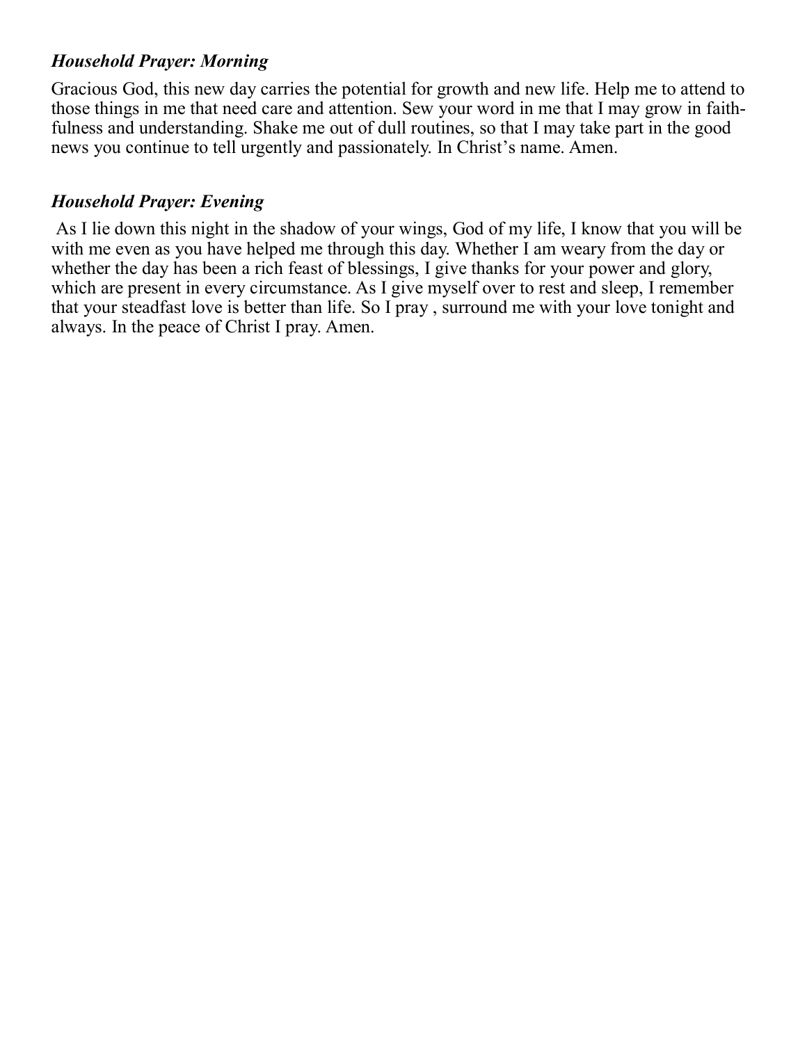***Household Prayer: Morning***

Gracious God, this new day carries the potential for growth and new life. Help me to attend to those things in me that need care and attention. Sew your word in me that I may grow in faithfulness and understanding. Shake me out of dull routines, so that I may take part in the good news you continue to tell urgently and passionately. In Christ's name. Amen.

***Household Prayer: Evening***

As I lie down this night in the shadow of your wings, God of my life, I know that you will be with me even as you have helped me through this day. Whether I am weary from the day or whether the day has been a rich feast of blessings, I give thanks for your power and glory, which are present in every circumstance. As I give myself over to rest and sleep, I remember that your steadfast love is better than life. So I pray , surround me with your love tonight and always. In the peace of Christ I pray. Amen.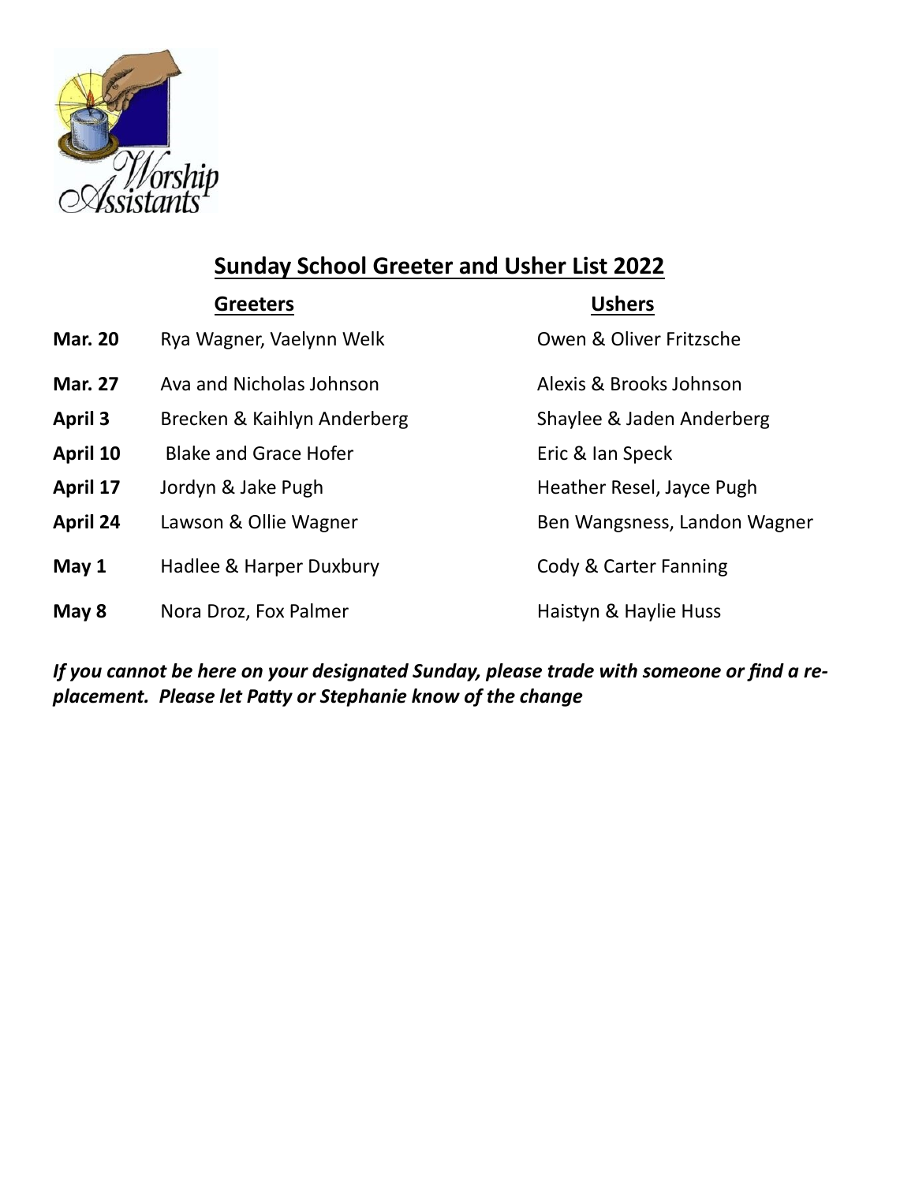Worship Assistants

## Sunday School Greeter and Usher List 2022

| | Greeters | Ushers |
|---|---|---|
| **Mar. 20** | Rya Wagner, Vaelynn Welk | Owen & Oliver Fritzsche |
| **Mar. 27** | Ava and Nicholas Johnson | Alexis & Brooks Johnson |
| **April 3** | Brecken & Kaihlyn Anderberg | Shaylee & Jaden Anderberg |
| **April 10** | Blake and Grace Hofer | Eric & Ian Speck |
| **April 17** | Jordyn & Jake Pugh | Heather Resel, Jayce Pugh |
| **April 24** | Lawson & Ollie Wagner | Ben Wangsness, Landon Wagner |
| **May 1** | Hadlee & Harper Duxbury | Cody & Carter Fanning |
| **May 8** | Nora Droz, Fox Palmer | Haistyn & Haylie Huss |

***If you cannot be here on your designated Sunday, please trade with someone or find a replacement. Please let Patty or Stephanie know of the change***